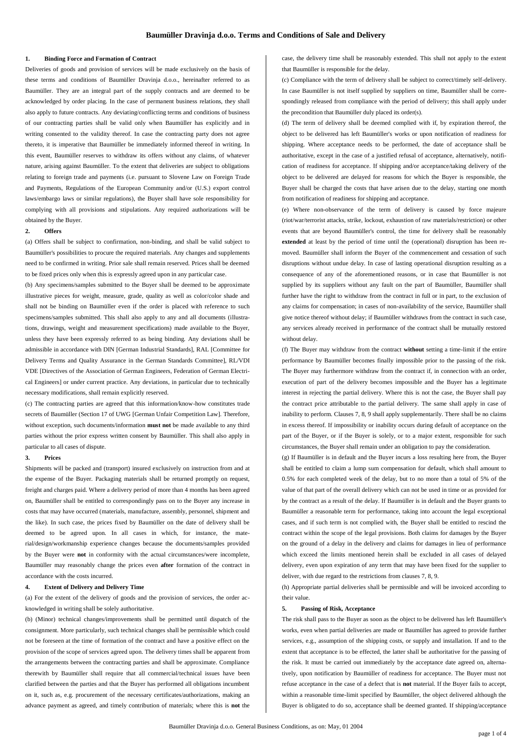# Baumüller Dravinja d.o.o. Terms and Conditions of Sale and Delivery

## 1. Binding Force and Formation of Contract

Deliveries of goods and provision of services will be made exclusively on the basis of these terms and conditions of Baumüller Dravinja d.o.o., hereinafter referred to as Baumüller. They are an integral part of the supply contracts and are deemed to be acknowledged by order placing. In the case of permanent business relations, they shall also apply to future contracts. Any deviating/conflicting terms and conditions of business of our contracting parties shall be valid only when Baumüller has explicitly and in writing consented to the validity thereof. In case the contracting party does not agree thereto, it is imperative that Baumüller be immediately informed thereof in writing. In this event, Baumüller reserves to withdraw its offers without any claims, of whatever nature, arising against Baumüller. To the extent that deliveries are subject to obligations relating to foreign trade and payments (i.e. pursuant to Slovene Law on Foreign Trade and Payments, Regulations of the European Community and/or (U.S.) export control laws/embargo laws or similar regulations), the Buyer shall have sole responsibility for complying with all provisions and stipulations. Any required authorizations will be obtained by the Buyer.

## 2. Offers

(a) Offers shall be subject to confirmation, non-binding, and shall be valid subject to Baumüller's possibilities to procure the required materials. Any changes and supplements need to be confirmed in writing. Prior sale shall remain reserved. Prices shall be deemed to be fixed prices only when this is expressly agreed upon in any particular case.

(b) Any specimens/samples submitted to the Buyer shall be deemed to be approximate illustrative pieces for weight, measure, grade, quality as well as color/color shade and shall not be binding on Baumüller even if the order is placed with reference to such specimens/samples submitted. This shall also apply to any and all documents (illustrations, drawings, weight and measurement specifications) made available to the Buyer, unless they have been expressly referred to as being binding. Any deviations shall be admissible in accordance with DIN [German Industrial Standards], RAL [Committee for Delivery Terms and Quality Assurance in the German Standards Committee], RL/VDI VDE [Directives of the Association of German Engineers, Federation of German Electrical Engineers] or under current practice. Any deviations, in particular due to technically necessary modifications, shall remain explicitly reserved.

(c) The contracting parties are agreed that this information/know-how constitutes trade secrets of Baumüller (Section 17 of UWG [German Unfair Competition Law]. Therefore, without exception, such documents/information **must not** be made available to any third parties without the prior express written consent by Baumüller. This shall also apply in particular to all cases of dispute.

## 3. Prices

Shipments will be packed and (transport) insured exclusively on instruction from and at the expense of the Buyer. Packaging materials shall be returned promptly on request, freight and charges paid. Where a delivery period of more than 4 months has been agreed on, Baumüller shall be entitled to correspondingly pass on to the Buyer any increase in costs that may have occurred (materials, manufacture, assembly, personnel, shipment and the like). In such case, the prices fixed by Baumüller on the date of delivery shall be deemed to be agreed upon. In all cases in which, for instance, the material/design/workmanship experience changes because the documents/samples provided by the Buyer were **not** in conformity with the actual circumstances/were incomplete, Baumüller may reasonably change the prices even **after** formation of the contract in accordance with the costs incurred.

## 4. Extent of Delivery and Delivery Time

(a) For the extent of the delivery of goods and the provision of services, the order acknowledged in writing shall be solely authoritative.

(b) (Minor) technical changes/improvements shall be permitted until dispatch of the consignment. More particularly, such technical changes shall be permissible which could not be foreseen at the time of formation of the contract and have a positive effect on the provision of the scope of services agreed upon. The delivery times shall be apparent from the arrangements between the contracting parties and shall be approximate. Compliance therewith by Baumüller shall require that all commercial/technical issues have been clarified between the parties and that the Buyer has performed all obligations incumbent on it, such as, e.g. procurement of the necessary certificates/authorizations, making an advance payment as agreed, and timely contribution of materials; where this is **not** the case, the delivery time shall be reasonably extended. This shall not apply to the extent that Baumüller is responsible for the delay.

(c) Compliance with the term of delivery shall be subject to correct/timely self-delivery. In case Baumüller is not itself supplied by suppliers on time, Baumüller shall be correspondingly released from compliance with the period of delivery; this shall apply under the precondition that Baumüller duly placed its order(s).

(d) The term of delivery shall be deemed complied with if, by expiration thereof, the object to be delivered has left Baumüller's works or upon notification of readiness for shipping. Where acceptance needs to be performed, the date of acceptance shall be authoritative, except in the case of a justified refusal of acceptance, alternatively, notification of readiness for acceptance. If shipping and/or acceptance/taking delivery of the object to be delivered are delayed for reasons for which the Buyer is responsible, the Buyer shall be charged the costs that have arisen due to the delay, starting one month from notification of readiness for shipping and acceptance.

(e) Where non-observance of the term of delivery is caused by force majeure (riot/war/terrorist attacks, strike, lockout, exhaustion of raw materials/restriction) or other events that are beyond Baumüller's control, the time for delivery shall be reasonably **extended** at least by the period of time until the (operational) disruption has been removed. Baumüller shall inform the Buyer of the commencement and cessation of such disruptions without undue delay. In case of lasting operational disruption resulting as a consequence of any of the aforementioned reasons, or in case that Baumüller is not supplied by its suppliers without any fault on the part of Baumüller, Baumüller shall further have the right to withdraw from the contract in full or in part, to the exclusion of any claims for compensation; in cases of non-availability of the service, Baumüller shall give notice thereof without delay; if Baumüller withdraws from the contract in such case, any services already received in performance of the contract shall be mutually restored without delay.

(f) The Buyer may withdraw from the contract **without** setting a time-limit if the entire performance by Baumüller becomes finally impossible prior to the passing of the risk. The Buyer may furthermore withdraw from the contract if, in connection with an order, execution of part of the delivery becomes impossible and the Buyer has a legitimate interest in rejecting the partial delivery. Where this is not the case, the Buyer shall pay the contract price attributable to the partial delivery. The same shall apply in case of inability to perform. Clauses 7, 8, 9 shall apply supplementarily. There shall be no claims in excess thereof. If impossibility or inability occurs during default of acceptance on the part of the Buyer, or if the Buyer is solely, or to a major extent, responsible for such circumstances, the Buyer shall remain under an obligation to pay the consideration.

(g) If Baumüller is in default and the Buyer incurs a loss resulting here from, the Buyer shall be entitled to claim a lump sum compensation for default, which shall amount to 0.5% for each completed week of the delay, but to no more than a total of 5% of the value of that part of the overall delivery which can not be used in time or as provided for by the contract as a result of the delay. If Baumüller is in default and the Buyer grants to Baumüller a reasonable term for performance, taking into account the legal exceptional cases, and if such term is not complied with, the Buyer shall be entitled to rescind the contract within the scope of the legal provisions. Both claims for damages by the Buyer on the ground of a delay in the delivery and claims for damages in lieu of performance which exceed the limits mentioned herein shall be excluded in all cases of delayed delivery, even upon expiration of any term that may have been fixed for the supplier to deliver, with due regard to the restrictions from clauses 7, 8, 9.

(h) Appropriate partial deliveries shall be permissible and will be invoiced according to their value.

## 5. Passing of Risk, Acceptance

The risk shall pass to the Buyer as soon as the object to be delivered has left Baumüller's works, even when partial deliveries are made or Baumüller has agreed to provide further services, e.g., assumption of the shipping costs, or supply and installation. If and to the extent that acceptance is to be effected, the latter shall be authoritative for the passing of the risk. It must be carried out immediately by the acceptance date agreed on, alternatively, upon notification by Baumüller of readiness for acceptance. The Buyer must not refuse acceptance in the case of a defect that is **not** material. If the Buyer fails to accept, within a reasonable time-limit specified by Baumüller, the object delivered although the Buyer is obligated to do so, acceptance shall be deemed granted. If shipping/acceptance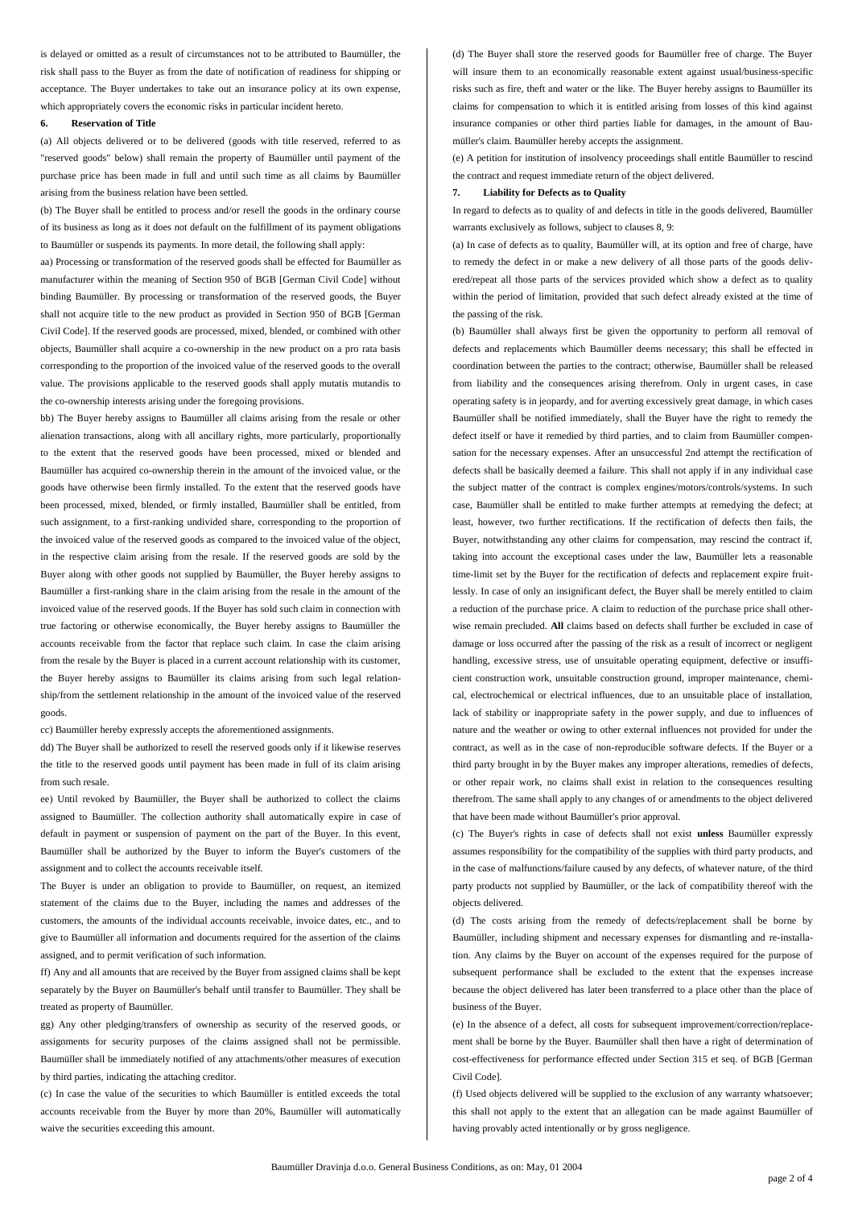is delayed or omitted as a result of circumstances not to be attributed to Baumüller, the risk shall pass to the Buyer as from the date of notification of readiness for shipping or acceptance. The Buyer undertakes to take out an insurance policy at its own expense, which appropriately covers the economic risks in particular incident hereto.

## 6. Reservation of Title

(a) All objects delivered or to be delivered (goods with title reserved, referred to as "reserved goods" below) shall remain the property of Baumüller until payment of the purchase price has been made in full and until such time as all claims by Baumüller arising from the business relation have been settled.

(b) The Buyer shall be entitled to process and/or resell the goods in the ordinary course of its business as long as it does not default on the fulfillment of its payment obligations to Baumüller or suspends its payments. In more detail, the following shall apply:

aa) Processing or transformation of the reserved goods shall be effected for Baumüller as manufacturer within the meaning of Section 950 of BGB [German Civil Code] without binding Baumüller. By processing or transformation of the reserved goods, the Buyer shall not acquire title to the new product as provided in Section 950 of BGB [German Civil Code]. If the reserved goods are processed, mixed, blended, or combined with other objects, Baumüller shall acquire a co-ownership in the new product on a pro rata basis corresponding to the proportion of the invoiced value of the reserved goods to the overall value. The provisions applicable to the reserved goods shall apply mutatis mutandis to the co-ownership interests arising under the foregoing provisions.

bb) The Buyer hereby assigns to Baumüller all claims arising from the resale or other alienation transactions, along with all ancillary rights, more particularly, proportionally to the extent that the reserved goods have been processed, mixed or blended and Baumüller has acquired co-ownership therein in the amount of the invoiced value, or the goods have otherwise been firmly installed. To the extent that the reserved goods have been processed, mixed, blended, or firmly installed, Baumüller shall be entitled, from such assignment, to a first-ranking undivided share, corresponding to the proportion of the invoiced value of the reserved goods as compared to the invoiced value of the object, in the respective claim arising from the resale. If the reserved goods are sold by the Buyer along with other goods not supplied by Baumüller, the Buyer hereby assigns to Baumüller a first-ranking share in the claim arising from the resale in the amount of the invoiced value of the reserved goods. If the Buyer has sold such claim in connection with true factoring or otherwise economically, the Buyer hereby assigns to Baumüller the accounts receivable from the factor that replace such claim. In case the claim arising from the resale by the Buyer is placed in a current account relationship with its customer, the Buyer hereby assigns to Baumüller its claims arising from such legal relationship/from the settlement relationship in the amount of the invoiced value of the reserved goods.

cc) Baumüller hereby expressly accepts the aforementioned assignments.

dd) The Buyer shall be authorized to resell the reserved goods only if it likewise reserves the title to the reserved goods until payment has been made in full of its claim arising from such resale.

ee) Until revoked by Baumüller, the Buyer shall be authorized to collect the claims assigned to Baumüller. The collection authority shall automatically expire in case of default in payment or suspension of payment on the part of the Buyer. In this event, Baumüller shall be authorized by the Buyer to inform the Buyer's customers of the assignment and to collect the accounts receivable itself.

The Buyer is under an obligation to provide to Baumüller, on request, an itemized statement of the claims due to the Buyer, including the names and addresses of the customers, the amounts of the individual accounts receivable, invoice dates, etc., and to give to Baumüller all information and documents required for the assertion of the claims assigned, and to permit verification of such information.

ff) Any and all amounts that are received by the Buyer from assigned claims shall be kept separately by the Buyer on Baumüller's behalf until transfer to Baumüller. They shall be treated as property of Baumüller.

gg) Any other pledging/transfers of ownership as security of the reserved goods, or assignments for security purposes of the claims assigned shall not be permissible. Baumüller shall be immediately notified of any attachments/other measures of execution by third parties, indicating the attaching creditor.

(c) In case the value of the securities to which Baumüller is entitled exceeds the total accounts receivable from the Buyer by more than 20%, Baumüller will automatically waive the securities exceeding this amount.

(d) The Buyer shall store the reserved goods for Baumüller free of charge. The Buyer will insure them to an economically reasonable extent against usual/business-specific risks such as fire, theft and water or the like. The Buyer hereby assigns to Baumüller its claims for compensation to which it is entitled arising from losses of this kind against insurance companies or other third parties liable for damages, in the amount of Baumüller's claim. Baumüller hereby accepts the assignment.

(e) A petition for institution of insolvency proceedings shall entitle Baumüller to rescind the contract and request immediate return of the object delivered.

## 7. Liability for Defects as to Quality

In regard to defects as to quality of and defects in title in the goods delivered, Baumüller warrants exclusively as follows, subject to clauses 8, 9:

(a) In case of defects as to quality, Baumüller will, at its option and free of charge, have to remedy the defect in or make a new delivery of all those parts of the goods delivered/repeat all those parts of the services provided which show a defect as to quality within the period of limitation, provided that such defect already existed at the time of the passing of the risk.

(b) Baumüller shall always first be given the opportunity to perform all removal of defects and replacements which Baumüller deems necessary; this shall be effected in coordination between the parties to the contract; otherwise, Baumüller shall be released from liability and the consequences arising therefrom. Only in urgent cases, in case operating safety is in jeopardy, and for averting excessively great damage, in which cases Baumüller shall be notified immediately, shall the Buyer have the right to remedy the defect itself or have it remedied by third parties, and to claim from Baumüller compensation for the necessary expenses. After an unsuccessful 2nd attempt the rectification of defects shall be basically deemed a failure. This shall not apply if in any individual case the subject matter of the contract is complex engines/motors/controls/systems. In such case, Baumüller shall be entitled to make further attempts at remedying the defect; at least, however, two further rectifications. If the rectification of defects then fails, the Buyer, notwithstanding any other claims for compensation, may rescind the contract if, taking into account the exceptional cases under the law, Baumüller lets a reasonable time-limit set by the Buyer for the rectification of defects and replacement expire fruitlessly. In case of only an insignificant defect, the Buyer shall be merely entitled to claim a reduction of the purchase price. A claim to reduction of the purchase price shall otherwise remain precluded. **All** claims based on defects shall further be excluded in case of damage or loss occurred after the passing of the risk as a result of incorrect or negligent handling, excessive stress, use of unsuitable operating equipment, defective or insufficient construction work, unsuitable construction ground, improper maintenance, chemical, electrochemical or electrical influences, due to an unsuitable place of installation, lack of stability or inappropriate safety in the power supply, and due to influences of nature and the weather or owing to other external influences not provided for under the contract, as well as in the case of non-reproducible software defects. If the Buyer or a third party brought in by the Buyer makes any improper alterations, remedies of defects, or other repair work, no claims shall exist in relation to the consequences resulting therefrom. The same shall apply to any changes of or amendments to the object delivered that have been made without Baumüller's prior approval.

(c) The Buyer's rights in case of defects shall not exist **unless** Baumüller expressly assumes responsibility for the compatibility of the supplies with third party products, and in the case of malfunctions/failure caused by any defects, of whatever nature, of the third party products not supplied by Baumüller, or the lack of compatibility thereof with the objects delivered.

(d) The costs arising from the remedy of defects/replacement shall be borne by Baumüller, including shipment and necessary expenses for dismantling and re-installation. Any claims by the Buyer on account of the expenses required for the purpose of subsequent performance shall be excluded to the extent that the expenses increase because the object delivered has later been transferred to a place other than the place of business of the Buyer.

(e) In the absence of a defect, all costs for subsequent improvement/correction/replacement shall be borne by the Buyer. Baumüller shall then have a right of determination of cost-effectiveness for performance effected under Section 315 et seq. of BGB [German Civil Code].

(f) Used objects delivered will be supplied to the exclusion of any warranty whatsoever; this shall not apply to the extent that an allegation can be made against Baumüller of having provably acted intentionally or by gross negligence.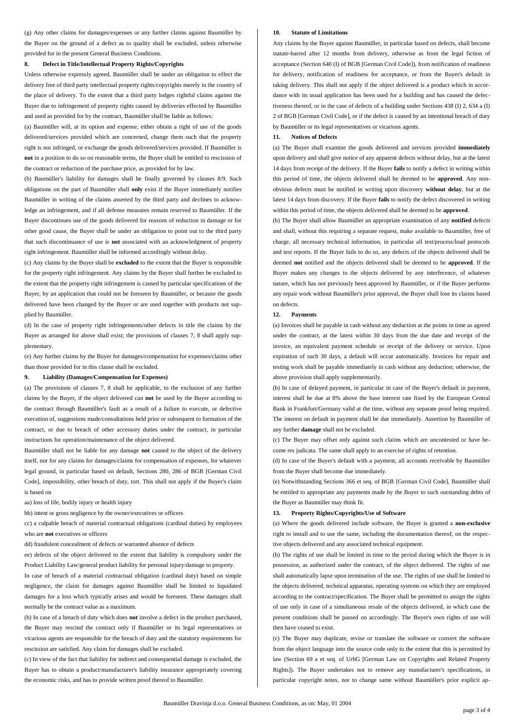(g) Any other claims for damages/expenses or any further claims against Baumüller by the Buyer on the ground of a defect as to quality shall be excluded, unless otherwise provided for in the present General Business Conditions.

## 8. Defect in Title/Intellectual Property Rights/Copyrights

Unless otherwise expressly agreed, Baumüller shall be under an obligation to effect the delivery free of third party intellectual property rights/copyrights merely in the country of the place of delivery. To the extent that a third party lodges rightful claims against the Buyer due to infringement of property rights caused by deliveries effected by Baumüller and used as provided for by the contract, Baumüller shall be liable as follows:

(a) Baumüller will, at its option and expense, either obtain a right of use of the goods delivered/services provided which are concerned, change them such that the property right is not infringed, or exchange the goods delivered/services provided. If Baumüller is **not** in a position to do so on reasonable terms, the Buyer shall be entitled to rescission of the contract or reduction of the purchase price, as provided for by law.

(b) Baumüller's liability for damages shall be finally governed by clauses 8/9. Such obligations on the part of Baumüller shall **only** exist if the Buyer immediately notifies Baumüller in writing of the claims asserted by the third party and declines to acknowledge an infringement, and if all defense measures remain reserved to Baumüller. If the Buyer discontinues use of the goods delivered for reasons of reduction in damage or for other good cause, the Buyer shall be under an obligation to point out to the third party that such discontinuance of use is **not** associated with an acknowledgment of property right infringement. Baumüller shall be informed accordingly without delay.

(c) Any claims by the Buyer shall be **excluded** to the extent that the Buyer is responsible for the property right infringement. Any claims by the Buyer shall further be excluded to the extent that the property right infringement is caused by particular specifications of the Buyer, by an application that could not be foreseen by Baumüller, or because the goods delivered have been changed by the Buyer or are used together with products not supplied by Baumüller.

(d) In the case of property right infringements/other defects in title the claims by the Buyer as arranged for above shall exist; the provisions of clauses 7, 8 shall apply supplementary.

(e) Any further claims by the Buyer for damages/compensation for expenses/claims other than those provided for in this clause shall be excluded.

## 9. Liability (Damages/Compensation for Expenses)

(a) The provisions of clauses 7, 8 shall be applicable, to the exclusion of any further claims by the Buyer, if the object delivered can **not** be used by the Buyer according to the contract through Baumüller's fault as a result of a failure to execute, or defective execution of, suggestions made/consultations held prior or subsequent to formation of the contract, or due to breach of other accessory duties under the contract, in particular instructions for operation/maintenance of the object delivered.

Baumüller shall not be liable for any damage **not** caused to the object of the delivery itself, nor for any claims for damages/claims for compensation of expenses, for whatever legal ground, in particular based on default, Sections 280, 286 of BGB [German Civil Code], impossibility, other breach of duty, tort. This shall not apply if the Buyer's claim is based on

aa) loss of life, bodily injury or health injury

bb) intent or gross negligence by the owner/executives or officers

cc) a culpable breach of material contractual obligations (cardinal duties) by employees who are **not** executives or officers

dd) fraudulent concealment of defects or warranted absence of defects

ee) defects of the object delivered to the extent that liability is compulsory under the Product Liability Law/general product liability for personal injury/damage to property.

In case of breach of a material contractual obligation (cardinal duty) based on simple negligence, the claim for damages against Baumüller shall be limited to liquidated damages for a loss which typically arises and would be foreseen. These damages shall normally be the contract value as a maximum.

(b) In case of a breach of duty which does **not** involve a defect in the product purchased, the Buyer may rescind the contract only if Baumüller or its legal representatives or vicarious agents are responsible for the breach of duty and the statutory requirements for rescission are satisfied. Any claim for damages shall be excluded.

(c) In view of the fact that liability for indirect and consequential damage is excluded, the Buyer has to obtain a product/manufacturer's liability insurance appropriately covering the economic risks, and has to provide written proof thereof to Baumüller.

## 10. Statute of Limitations

Any claims by the Buyer against Baumüller, in particular based on defects, shall become statute-barred after 12 months from delivery, otherwise as from the legal fiction of acceptance (Section 640 (I) of BGB [German Civil Code]), from notification of readiness for delivery, notification of readiness for acceptance, or from the Buyer's default in taking delivery. This shall not apply if the object delivered is a product which in accordance with its usual application has been used for a building and has caused the defectiveness thereof, or in the case of defects of a building under Sections 438 (I) 2, 634 a (I) 2 of BGB [German Civil Code], or if the defect is caused by an intentional breach of duty by Baumüller or its legal representatives or vicarious agents.

## 11. Notices of Defects

(a) The Buyer shall examine the goods delivered and services provided **immediately** upon delivery and shall give notice of any apparent defects without delay, but at the latest 14 days from receipt of the delivery. If the Buyer **fails** to notify a defect in writing within this period of time, the objects delivered shall be deemed to be **approved**. Any non-obvious defects must be notified in writing upon discovery **without delay**, but at the latest 14 days from discovery. If the Buyer **fails** to notify the defect discovered in writing within this period of time, the objects delivered shall be deemed to be **approved**.

(b) The Buyer shall allow Baumüller an appropriate examination of any **notified** defects and shall, without this requiring a separate request, make available to Baumüller, free of charge, all necessary technical information, in particular all test/process/load protocols and test reports. If the Buyer fails to do so, any defects of the objects delivered shall be deemed **not** notified and the objects delivered shall be deemed to be **approved**. If the Buyer makes any changes to the objects delivered by any interference, of whatever nature, which has not previously been approved by Baumüller, or if the Buyer performs any repair work without Baumüller's prior approval, the Buyer shall lose its claims based on defects.

## 12. Payments

(a) Invoices shall be payable in cash without any deduction at the points in time as agreed under the contract, at the latest within 30 days from the due date and receipt of the invoice, an equivalent payment schedule or receipt of the delivery or service. Upon expiration of such 30 days, a default will occur automatically. Invoices for repair and testing work shall be payable immediately in cash without any deduction; otherwise, the above provision shall apply supplementarily.

(b) In case of delayed payment, in particular in case of the Buyer's default in payment, interest shall be due at 8% above the base interest rate fixed by the European Central Bank in Frankfurt/Germany valid at the time, without any separate proof being required. The interest on default in payment shall be due immediately. Assertion by Baumüller of any further **damage** shall not be excluded.

(c) The Buyer may offset only against such claims which are uncontested or have become res judicata. The same shall apply to an exercise of rights of retention.

(d) In case of the Buyer's default with a payment, all accounts receivable by Baumüller from the Buyer shall become due immediately.

(e) Notwithstanding Sections 366 et seq. of BGB [German Civil Code], Baumüller shall be entitled to appropriate any payments made by the Buyer to such outstanding debts of the Buyer as Baumüller may think fit.

## 13. Property Rights/Copyrights/Use of Software

(a) Where the goods delivered include software, the Buyer is granted a **non-exclusive** right to install and to use the same, including the documentation thereof, on the respective objects delivered and any associated technical equipment.

(b) The rights of use shall be limited in time to the period during which the Buyer is in possession, as authorized under the contract, of the object delivered. The rights of use shall automatically lapse upon termination of the use. The rights of use shall be limited to the objects delivered, technical apparatus, operating systems on which they are employed according to the contract/specification. The Buyer shall be permitted to assign the rights of use only in case of a simultaneous resale of the objects delivered, in which case the present conditions shall be passed on accordingly. The Buyer's own rights of use will then have ceased to exist.

(c) The Buyer may duplicate, revise or translate the software or convert the software from the object language into the source code only to the extent that this is permitted by law (Section 69 a et seq. of UrhG [German Law on Copyrights and Related Property Rights]). The Buyer undertakes not to remove any manufacturer's specifications, in particular copyright notes, nor to change same without Baumüller's prior explicit ap-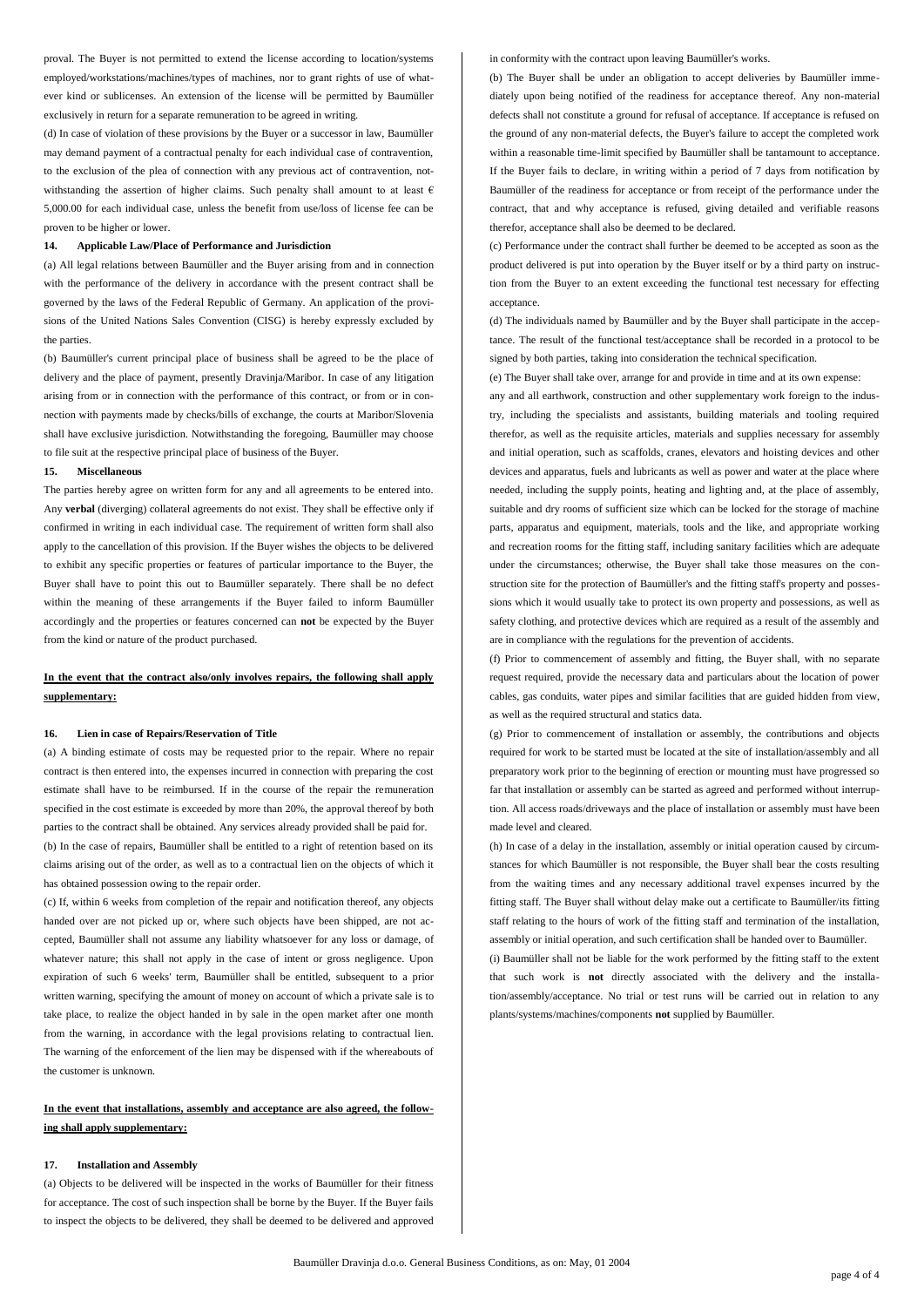proval. The Buyer is not permitted to extend the license according to location/systems employed/workstations/machines/types of machines, nor to grant rights of use of whatever kind or sublicenses. An extension of the license will be permitted by Baumüller exclusively in return for a separate remuneration to be agreed in writing.

(d) In case of violation of these provisions by the Buyer or a successor in law, Baumüller may demand payment of a contractual penalty for each individual case of contravention, to the exclusion of the plea of connection with any previous act of contravention, notwithstanding the assertion of higher claims. Such penalty shall amount to at least € 5,000.00 for each individual case, unless the benefit from use/loss of license fee can be proven to be higher or lower.

#### 14. Applicable Law/Place of Performance and Jurisdiction

(a) All legal relations between Baumüller and the Buyer arising from and in connection with the performance of the delivery in accordance with the present contract shall be governed by the laws of the Federal Republic of Germany. An application of the provisions of the United Nations Sales Convention (CISG) is hereby expressly excluded by the parties.

(b) Baumüller's current principal place of business shall be agreed to be the place of delivery and the place of payment, presently Dravinja/Maribor. In case of any litigation arising from or in connection with the performance of this contract, or from or in connection with payments made by checks/bills of exchange, the courts at Maribor/Slovenia shall have exclusive jurisdiction. Notwithstanding the foregoing, Baumüller may choose to file suit at the respective principal place of business of the Buyer.

#### 15. Miscellaneous

The parties hereby agree on written form for any and all agreements to be entered into. Any **verbal** (diverging) collateral agreements do not exist. They shall be effective only if confirmed in writing in each individual case. The requirement of written form shall also apply to the cancellation of this provision. If the Buyer wishes the objects to be delivered to exhibit any specific properties or features of particular importance to the Buyer, the Buyer shall have to point this out to Baumüller separately. There shall be no defect within the meaning of these arrangements if the Buyer failed to inform Baumüller accordingly and the properties or features concerned can **not** be expected by the Buyer from the kind or nature of the product purchased.

**<u>In the event that the contract also/only involves repairs, the following shall apply supplementary:</u>**

#### 16. Lien in case of Repairs/Reservation of Title

(a) A binding estimate of costs may be requested prior to the repair. Where no repair contract is then entered into, the expenses incurred in connection with preparing the cost estimate shall have to be reimbursed. If in the course of the repair the remuneration specified in the cost estimate is exceeded by more than 20%, the approval thereof by both parties to the contract shall be obtained. Any services already provided shall be paid for.

(b) In the case of repairs, Baumüller shall be entitled to a right of retention based on its claims arising out of the order, as well as to a contractual lien on the objects of which it has obtained possession owing to the repair order.

(c) If, within 6 weeks from completion of the repair and notification thereof, any objects handed over are not picked up or, where such objects have been shipped, are not accepted, Baumüller shall not assume any liability whatsoever for any loss or damage, of whatever nature; this shall not apply in the case of intent or gross negligence. Upon expiration of such 6 weeks' term, Baumüller shall be entitled, subsequent to a prior written warning, specifying the amount of money on account of which a private sale is to take place, to realize the object handed in by sale in the open market after one month from the warning, in accordance with the legal provisions relating to contractual lien. The warning of the enforcement of the lien may be dispensed with if the whereabouts of the customer is unknown.

**<u>In the event that installations, assembly and acceptance are also agreed, the following shall apply supplementary:</u>**

#### 17. Installation and Assembly

(a) Objects to be delivered will be inspected in the works of Baumüller for their fitness for acceptance. The cost of such inspection shall be borne by the Buyer. If the Buyer fails to inspect the objects to be delivered, they shall be deemed to be delivered and approved in conformity with the contract upon leaving Baumüller's works.

(b) The Buyer shall be under an obligation to accept deliveries by Baumüller immediately upon being notified of the readiness for acceptance thereof. Any non-material defects shall not constitute a ground for refusal of acceptance. If acceptance is refused on the ground of any non-material defects, the Buyer's failure to accept the completed work within a reasonable time-limit specified by Baumüller shall be tantamount to acceptance. If the Buyer fails to declare, in writing within a period of 7 days from notification by Baumüller of the readiness for acceptance or from receipt of the performance under the contract, that and why acceptance is refused, giving detailed and verifiable reasons therefor, acceptance shall also be deemed to be declared.

(c) Performance under the contract shall further be deemed to be accepted as soon as the product delivered is put into operation by the Buyer itself or by a third party on instruction from the Buyer to an extent exceeding the functional test necessary for effecting acceptance.

(d) The individuals named by Baumüller and by the Buyer shall participate in the acceptance. The result of the functional test/acceptance shall be recorded in a protocol to be signed by both parties, taking into consideration the technical specification.

(e) The Buyer shall take over, arrange for and provide in time and at its own expense: any and all earthwork, construction and other supplementary work foreign to the industry, including the specialists and assistants, building materials and tooling required therefor, as well as the requisite articles, materials and supplies necessary for assembly and initial operation, such as scaffolds, cranes, elevators and hoisting devices and other devices and apparatus, fuels and lubricants as well as power and water at the place where needed, including the supply points, heating and lighting and, at the place of assembly, suitable and dry rooms of sufficient size which can be locked for the storage of machine parts, apparatus and equipment, materials, tools and the like, and appropriate working and recreation rooms for the fitting staff, including sanitary facilities which are adequate under the circumstances; otherwise, the Buyer shall take those measures on the construction site for the protection of Baumüller's and the fitting staff's property and possessions which it would usually take to protect its own property and possessions, as well as safety clothing, and protective devices which are required as a result of the assembly and are in compliance with the regulations for the prevention of accidents.

(f) Prior to commencement of assembly and fitting, the Buyer shall, with no separate request required, provide the necessary data and particulars about the location of power cables, gas conduits, water pipes and similar facilities that are guided hidden from view, as well as the required structural and statics data.

(g) Prior to commencement of installation or assembly, the contributions and objects required for work to be started must be located at the site of installation/assembly and all preparatory work prior to the beginning of erection or mounting must have progressed so far that installation or assembly can be started as agreed and performed without interruption. All access roads/driveways and the place of installation or assembly must have been made level and cleared.

(h) In case of a delay in the installation, assembly or initial operation caused by circumstances for which Baumüller is not responsible, the Buyer shall bear the costs resulting from the waiting times and any necessary additional travel expenses incurred by the fitting staff. The Buyer shall without delay make out a certificate to Baumüller/its fitting staff relating to the hours of work of the fitting staff and termination of the installation, assembly or initial operation, and such certification shall be handed over to Baumüller.

(i) Baumüller shall not be liable for the work performed by the fitting staff to the extent that such work is **not** directly associated with the delivery and the installation/assembly/acceptance. No trial or test runs will be carried out in relation to any plants/systems/machines/components **not** supplied by Baumüller.